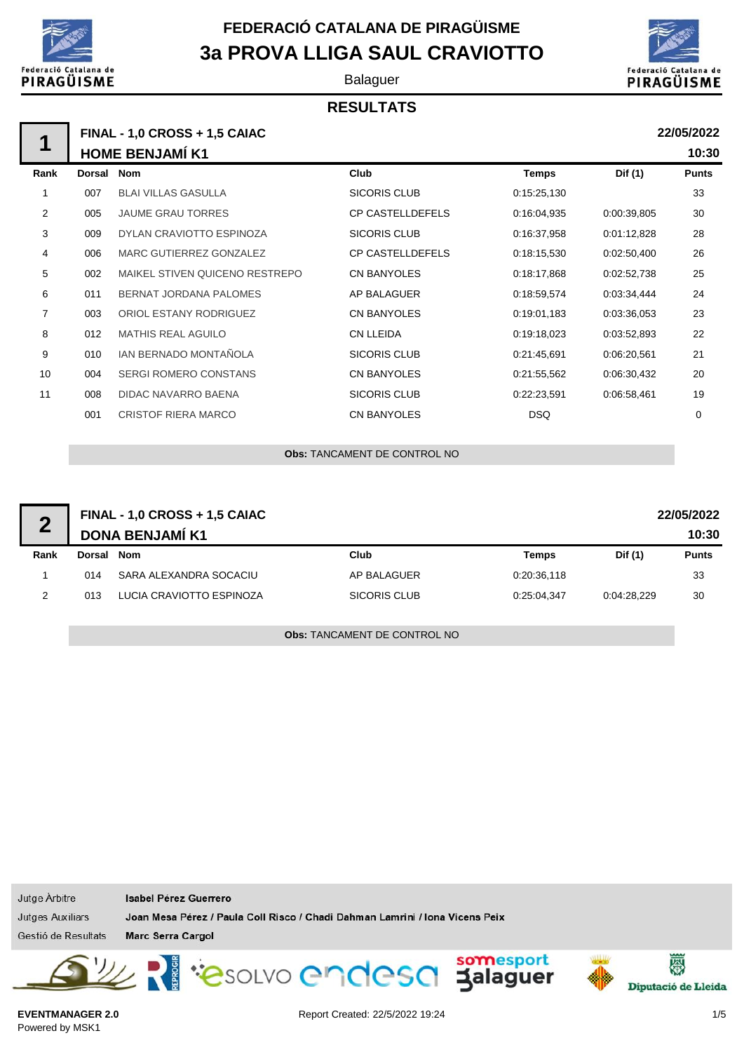# FEDERACIÓ CATALANA DE PIRAGÜISME

## 3a PROVA LLIGA SAUL CRAVIOTTO

Balaguer

### RESULTATS

## 1 — FINAL - 1,0 CROSS + 1,5 CAIAC — HOME BENJAMÍ K1

22/05/2022 10:30

| Rank | Dorsal | Nom | Club | Temps | Dif (1) | Punts |
|---|---|---|---|---|---|---|
| 1 | 007 | BLAI VILLAS GASULLA | SICORIS CLUB | 0:15:25,130 | | 33 |
| 2 | 005 | JAUME GRAU TORRES | CP CASTELLDEFELS | 0:16:04,935 | 0:00:39,805 | 30 |
| 3 | 009 | DYLAN CRAVIOTTO ESPINOZA | SICORIS CLUB | 0:16:37,958 | 0:01:12,828 | 28 |
| 4 | 006 | MARC GUTIERREZ GONZALEZ | CP CASTELLDEFELS | 0:18:15,530 | 0:02:50,400 | 26 |
| 5 | 002 | MAIKEL STIVEN QUICENO RESTREPO | CN BANYOLES | 0:18:17,868 | 0:02:52,738 | 25 |
| 6 | 011 | BERNAT JORDANA PALOMES | AP BALAGUER | 0:18:59,574 | 0:03:34,444 | 24 |
| 7 | 003 | ORIOL ESTANY RODRIGUEZ | CN BANYOLES | 0:19:01,183 | 0:03:36,053 | 23 |
| 8 | 012 | MATHIS REAL AGUILO | CN LLEIDA | 0:19:18,023 | 0:03:52,893 | 22 |
| 9 | 010 | IAN BERNADO MONTAÑOLA | SICORIS CLUB | 0:21:45,691 | 0:06:20,561 | 21 |
| 10 | 004 | SERGI ROMERO CONSTANS | CN BANYOLES | 0:21:55,562 | 0:06:30,432 | 20 |
| 11 | 008 | DIDAC NAVARRO BAENA | SICORIS CLUB | 0:22:23,591 | 0:06:58,461 | 19 |
| | 001 | CRISTOF RIERA MARCO | CN BANYOLES | DSQ | | 0 |

**Obs:** TANCAMENT DE CONTROL NO

## 2 — FINAL - 1,0 CROSS + 1,5 CAIAC — DONA BENJAMÍ K1

22/05/2022 10:30

| Rank | Dorsal | Nom | Club | Temps | Dif (1) | Punts |
|---|---|---|---|---|---|---|
| 1 | 014 | SARA ALEXANDRA SOCACIU | AP BALAGUER | 0:20:36,118 | | 33 |
| 2 | 013 | LUCIA CRAVIOTTO ESPINOZA | SICORIS CLUB | 0:25:04,347 | 0:04:28,229 | 30 |

**Obs:** TANCAMENT DE CONTROL NO

| | |
|---|---|
| Jutge Àrbitre | **Isabel Pérez Guerrero** |
| Jutges Auxiliars | **Joan Mesa Pérez / Paula Coll Risco / Chadi Dahman Lamrini / Iona Vicens Peix** |
| Gestió de Resultats | **Marc Serra Cargol** |

**EVENTMANAGER 2.0**
Powered by MSK1

Report Created: 22/5/2022 19:24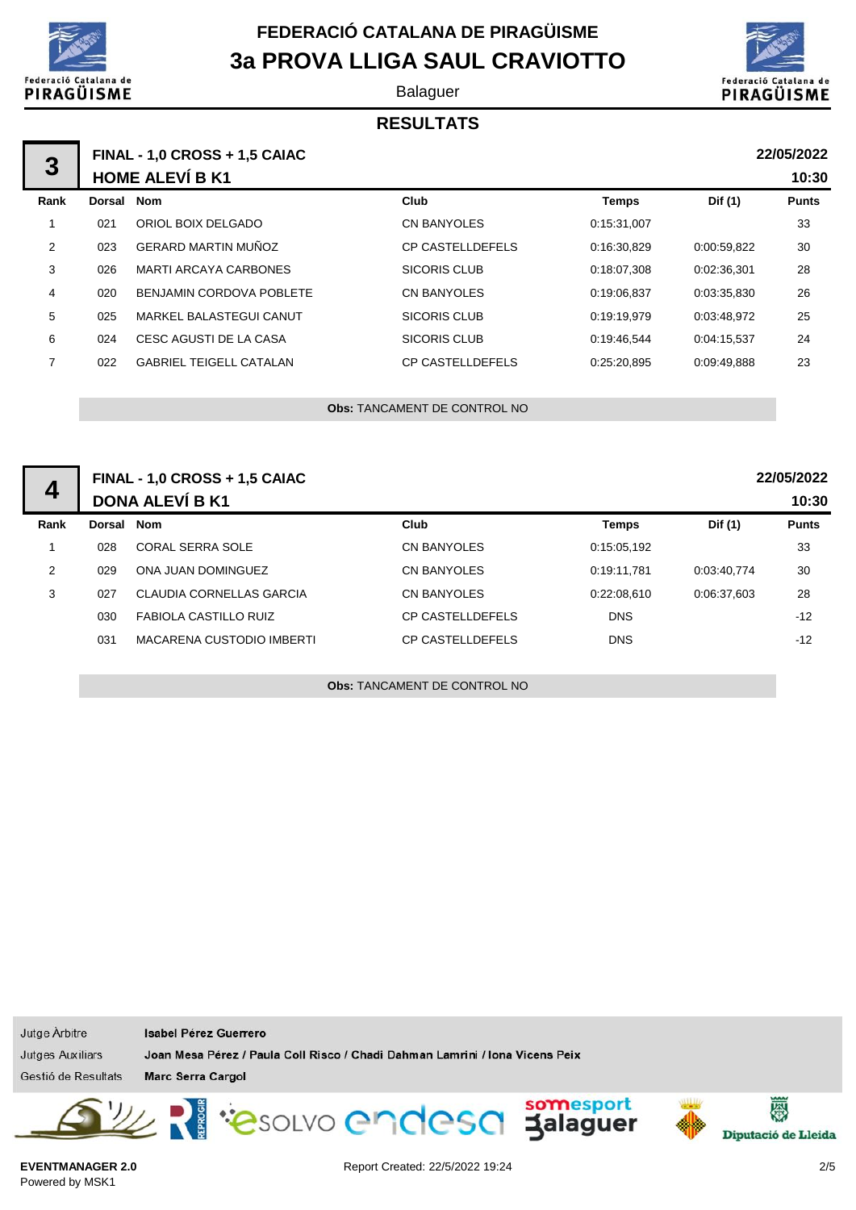# FEDERACIÓ CATALANA DE PIRAGÜISME

## 3a PROVA LLIGA SAUL CRAVIOTTO

Balaguer

### RESULTATS

**3** — **FINAL - 1,0 CROSS + 1,5 CAIAC** — **22/05/2022**

**HOME ALEVÍ B K1** — **10:30**

| Rank | Dorsal | Nom | Club | Temps | Dif (1) | Punts |
|---|---|---|---|---|---|---|
| 1 | 021 | ORIOL BOIX DELGADO | CN BANYOLES | 0:15:31,007 | | 33 |
| 2 | 023 | GERARD MARTIN MUÑOZ | CP CASTELLDEFELS | 0:16:30,829 | 0:00:59,822 | 30 |
| 3 | 026 | MARTI ARCAYA CARBONES | SICORIS CLUB | 0:18:07,308 | 0:02:36,301 | 28 |
| 4 | 020 | BENJAMIN CORDOVA POBLETE | CN BANYOLES | 0:19:06,837 | 0:03:35,830 | 26 |
| 5 | 025 | MARKEL BALASTEGUI CANUT | SICORIS CLUB | 0:19:19,979 | 0:03:48,972 | 25 |
| 6 | 024 | CESC AGUSTI DE LA CASA | SICORIS CLUB | 0:19:46,544 | 0:04:15,537 | 24 |
| 7 | 022 | GABRIEL TEIGELL CATALAN | CP CASTELLDEFELS | 0:25:20,895 | 0:09:49,888 | 23 |

**Obs:** TANCAMENT DE CONTROL NO

**4** — **FINAL - 1,0 CROSS + 1,5 CAIAC** — **22/05/2022**

**DONA ALEVÍ B K1** — **10:30**

| Rank | Dorsal | Nom | Club | Temps | Dif (1) | Punts |
|---|---|---|---|---|---|---|
| 1 | 028 | CORAL SERRA SOLE | CN BANYOLES | 0:15:05,192 | | 33 |
| 2 | 029 | ONA JUAN DOMINGUEZ | CN BANYOLES | 0:19:11,781 | 0:03:40,774 | 30 |
| 3 | 027 | CLAUDIA CORNELLAS GARCIA | CN BANYOLES | 0:22:08,610 | 0:06:37,603 | 28 |
| | 030 | FABIOLA CASTILLO RUIZ | CP CASTELLDEFELS | DNS | | -12 |
| | 031 | MACARENA CUSTODIO IMBERTI | CP CASTELLDEFELS | DNS | | -12 |

**Obs:** TANCAMENT DE CONTROL NO

Jutge Àrbitre **Isabel Pérez Guerrero**

Jutges Auxiliars **Joan Mesa Pérez / Paula Coll Risco / Chadi Dahman Lamrini / Iona Vicens Peix**

Gestió de Resultats **Marc Serra Cargol**

**EVENTMANAGER 2.0**
Powered by MSK1

Report Created: 22/5/2022 19:24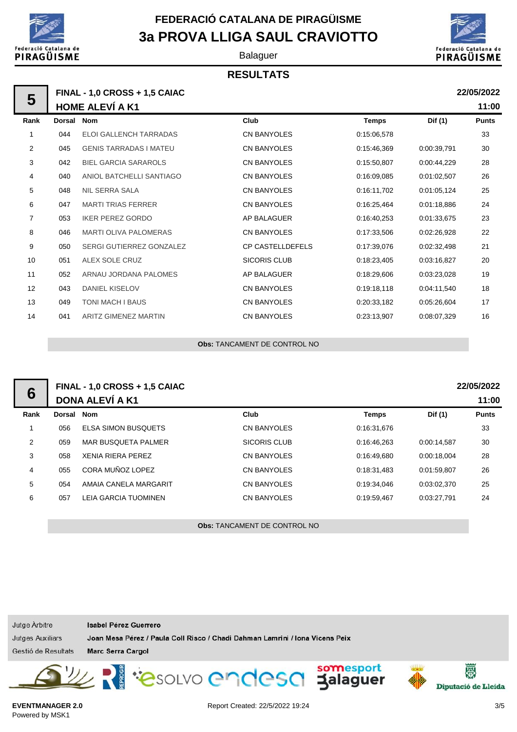# FEDERACIÓ CATALANA DE PIRAGÜISME

## 3a PROVA LLIGA SAUL CRAVIOTTO

Balaguer

**RESULTATS**

### 5 — FINAL - 1,0 CROSS + 1,5 CAIAC — HOME ALEVÍ A K1

22/05/2022 11:00

| Rank | Dorsal | Nom | Club | Temps | Dif (1) | Punts |
|---|---|---|---|---|---|---|
| 1 | 044 | ELOI GALLENCH TARRADAS | CN BANYOLES | 0:15:06,578 | | 33 |
| 2 | 045 | GENIS TARRADAS I MATEU | CN BANYOLES | 0:15:46,369 | 0:00:39,791 | 30 |
| 3 | 042 | BIEL GARCIA SARAROLS | CN BANYOLES | 0:15:50,807 | 0:00:44,229 | 28 |
| 4 | 040 | ANIOL BATCHELLI SANTIAGO | CN BANYOLES | 0:16:09,085 | 0:01:02,507 | 26 |
| 5 | 048 | NIL SERRA SALA | CN BANYOLES | 0:16:11,702 | 0:01:05,124 | 25 |
| 6 | 047 | MARTI TRIAS FERRER | CN BANYOLES | 0:16:25,464 | 0:01:18,886 | 24 |
| 7 | 053 | IKER PEREZ GORDO | AP BALAGUER | 0:16:40,253 | 0:01:33,675 | 23 |
| 8 | 046 | MARTI OLIVA PALOMERAS | CN BANYOLES | 0:17:33,506 | 0:02:26,928 | 22 |
| 9 | 050 | SERGI GUTIERREZ GONZALEZ | CP CASTELLDEFELS | 0:17:39,076 | 0:02:32,498 | 21 |
| 10 | 051 | ALEX SOLE CRUZ | SICORIS CLUB | 0:18:23,405 | 0:03:16,827 | 20 |
| 11 | 052 | ARNAU JORDANA PALOMES | AP BALAGUER | 0:18:29,606 | 0:03:23,028 | 19 |
| 12 | 043 | DANIEL KISELOV | CN BANYOLES | 0:19:18,118 | 0:04:11,540 | 18 |
| 13 | 049 | TONI MACH I BAUS | CN BANYOLES | 0:20:33,182 | 0:05:26,604 | 17 |
| 14 | 041 | ARITZ GIMENEZ MARTIN | CN BANYOLES | 0:23:13,907 | 0:08:07,329 | 16 |

**Obs:** TANCAMENT DE CONTROL NO

### 6 — FINAL - 1,0 CROSS + 1,5 CAIAC — DONA ALEVÍ A K1

22/05/2022 11:00

| Rank | Dorsal | Nom | Club | Temps | Dif (1) | Punts |
|---|---|---|---|---|---|---|
| 1 | 056 | ELSA SIMON BUSQUETS | CN BANYOLES | 0:16:31,676 | | 33 |
| 2 | 059 | MAR BUSQUETA PALMER | SICORIS CLUB | 0:16:46,263 | 0:00:14,587 | 30 |
| 3 | 058 | XENIA RIERA PEREZ | CN BANYOLES | 0:16:49,680 | 0:00:18,004 | 28 |
| 4 | 055 | CORA MUÑOZ LOPEZ | CN BANYOLES | 0:18:31,483 | 0:01:59,807 | 26 |
| 5 | 054 | AMAIA CANELA MARGARIT | CN BANYOLES | 0:19:34,046 | 0:03:02,370 | 25 |
| 6 | 057 | LEIA GARCIA TUOMINEN | CN BANYOLES | 0:19:59,467 | 0:03:27,791 | 24 |

**Obs:** TANCAMENT DE CONTROL NO

| | |
|---|---|
| Jutge Àrbitre | **Isabel Pérez Guerrero** |
| Jutges Auxiliars | **Joan Mesa Pérez / Paula Coll Risco / Chadi Dahman Lamrini / Iona Vicens Peix** |
| Gestió de Resultats | **Marc Serra Cargol** |

**EVENTMANAGER 2.0**
Powered by MSK1

Report Created: 22/5/2022 19:24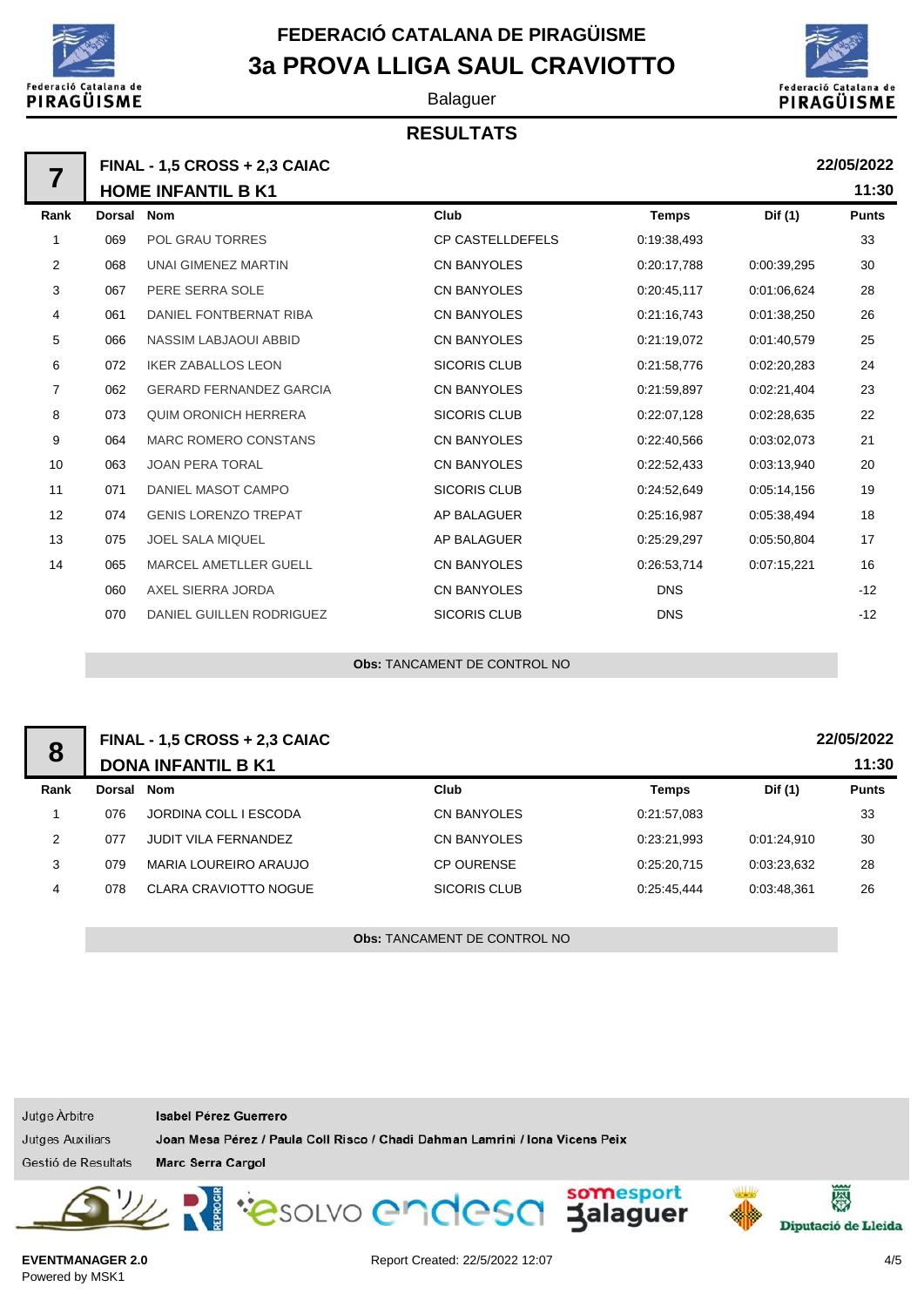# FEDERACIÓ CATALANA DE PIRAGÜISME

## 3a PROVA LLIGA SAUL CRAVIOTTO

Balaguer

### RESULTATS

**7** — **FINAL - 1,5 CROSS + 2,3 CAIAC** — 22/05/2022

**HOME INFANTIL B K1** — 11:30

| Rank | Dorsal | Nom | Club | Temps | Dif (1) | Punts |
|---|---|---|---|---|---|---|
| 1 | 069 | POL GRAU TORRES | CP CASTELLDEFELS | 0:19:38,493 | | 33 |
| 2 | 068 | UNAI GIMENEZ MARTIN | CN BANYOLES | 0:20:17,788 | 0:00:39,295 | 30 |
| 3 | 067 | PERE SERRA SOLE | CN BANYOLES | 0:20:45,117 | 0:01:06,624 | 28 |
| 4 | 061 | DANIEL FONTBERNAT RIBA | CN BANYOLES | 0:21:16,743 | 0:01:38,250 | 26 |
| 5 | 066 | NASSIM LABJAOUI ABBID | CN BANYOLES | 0:21:19,072 | 0:01:40,579 | 25 |
| 6 | 072 | IKER ZABALLOS LEON | SICORIS CLUB | 0:21:58,776 | 0:02:20,283 | 24 |
| 7 | 062 | GERARD FERNANDEZ GARCIA | CN BANYOLES | 0:21:59,897 | 0:02:21,404 | 23 |
| 8 | 073 | QUIM ORONICH HERRERA | SICORIS CLUB | 0:22:07,128 | 0:02:28,635 | 22 |
| 9 | 064 | MARC ROMERO CONSTANS | CN BANYOLES | 0:22:40,566 | 0:03:02,073 | 21 |
| 10 | 063 | JOAN PERA TORAL | CN BANYOLES | 0:22:52,433 | 0:03:13,940 | 20 |
| 11 | 071 | DANIEL MASOT CAMPO | SICORIS CLUB | 0:24:52,649 | 0:05:14,156 | 19 |
| 12 | 074 | GENIS LORENZO TREPAT | AP BALAGUER | 0:25:16,987 | 0:05:38,494 | 18 |
| 13 | 075 | JOEL SALA MIQUEL | AP BALAGUER | 0:25:29,297 | 0:05:50,804 | 17 |
| 14 | 065 | MARCEL AMETLLER GUELL | CN BANYOLES | 0:26:53,714 | 0:07:15,221 | 16 |
| | 060 | AXEL SIERRA JORDA | CN BANYOLES | DNS | | -12 |
| | 070 | DANIEL GUILLEN RODRIGUEZ | SICORIS CLUB | DNS | | -12 |

**Obs:** TANCAMENT DE CONTROL NO

**8** — **FINAL - 1,5 CROSS + 2,3 CAIAC** — 22/05/2022

**DONA INFANTIL B K1** — 11:30

| Rank | Dorsal | Nom | Club | Temps | Dif (1) | Punts |
|---|---|---|---|---|---|---|
| 1 | 076 | JORDINA COLL I ESCODA | CN BANYOLES | 0:21:57,083 | | 33 |
| 2 | 077 | JUDIT VILA FERNANDEZ | CN BANYOLES | 0:23:21,993 | 0:01:24,910 | 30 |
| 3 | 079 | MARIA LOUREIRO ARAUJO | CP OURENSE | 0:25:20,715 | 0:03:23,632 | 28 |
| 4 | 078 | CLARA CRAVIOTTO NOGUE | SICORIS CLUB | 0:25:45,444 | 0:03:48,361 | 26 |

**Obs:** TANCAMENT DE CONTROL NO

Jutge Àrbitre **Isabel Pérez Guerrero**

Jutges Auxiliars **Joan Mesa Pérez / Paula Coll Risco / Chadi Dahman Lamrini / Iona Vicens Peix**

Gestió de Resultats **Marc Serra Cargol**

**EVENTMANAGER 2.0**
Powered by MSK1

Report Created: 22/5/2022 12:07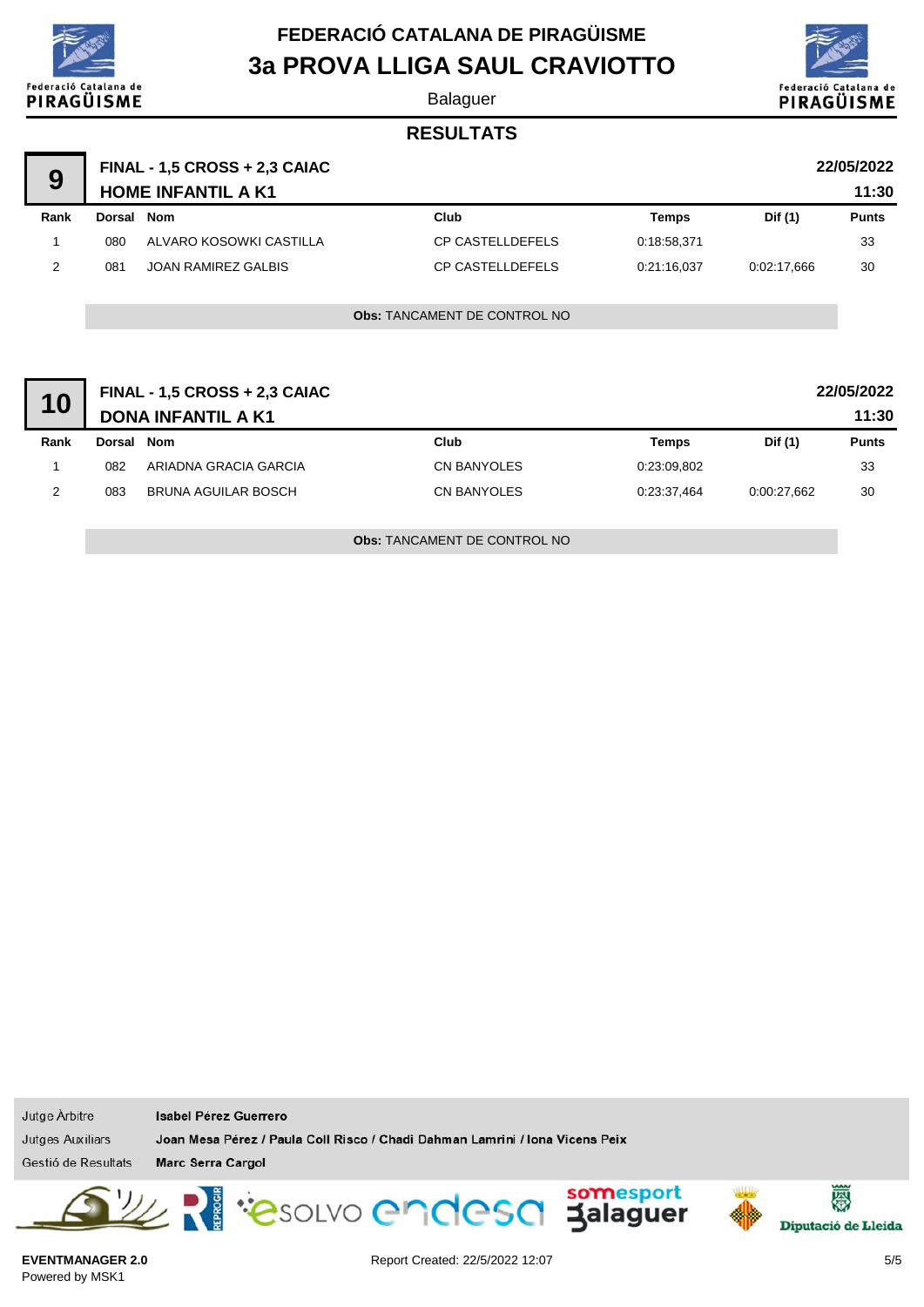# FEDERACIÓ CATALANA DE PIRAGÜISME

# 3a PROVA LLIGA SAUL CRAVIOTTO

Balaguer

## RESULTATS

### 9 — FINAL - 1,5 CROSS + 2,3 CAIAC — HOME INFANTIL A K1

22/05/2022 11:30

| Rank | Dorsal | Nom | Club | Temps | Dif (1) | Punts |
|---|---|---|---|---|---|---|
| 1 | 080 | ALVARO KOSOWKI CASTILLA | CP CASTELLDEFELS | 0:18:58,371 | | 33 |
| 2 | 081 | JOAN RAMIREZ GALBIS | CP CASTELLDEFELS | 0:21:16,037 | 0:02:17,666 | 30 |

**Obs:** TANCAMENT DE CONTROL NO

### 10 — FINAL - 1,5 CROSS + 2,3 CAIAC — DONA INFANTIL A K1

22/05/2022 11:30

| Rank | Dorsal | Nom | Club | Temps | Dif (1) | Punts |
|---|---|---|---|---|---|---|
| 1 | 082 | ARIADNA GRACIA GARCIA | CN BANYOLES | 0:23:09,802 | | 33 |
| 2 | 083 | BRUNA AGUILAR BOSCH | CN BANYOLES | 0:23:37,464 | 0:00:27,662 | 30 |

**Obs:** TANCAMENT DE CONTROL NO

| | |
|---|---|
| Jutge Àrbitre | **Isabel Pérez Guerrero** |
| Jutges Auxiliars | **Joan Mesa Pérez / Paula Coll Risco / Chadi Dahman Lamrini / Iona Vicens Peix** |
| Gestió de Resultats | **Marc Serra Cargol** |

**EVENTMANAGER 2.0**
Powered by MSK1

Report Created: 22/5/2022 12:07